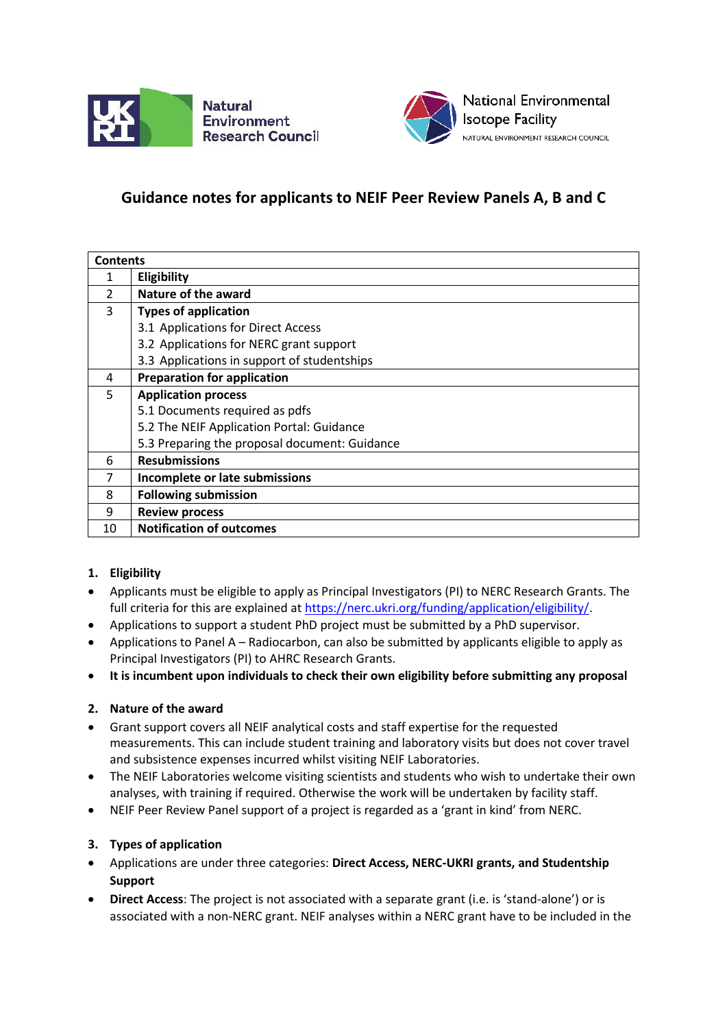# Guidance notes for applicants to NEIF Peer Review Panels A, B and C

| Contents | |
|---|---|
| 1 | **Eligibility** |
| 2 | **Nature of the award** |
| 3 | **Types of application**<br>3.1 Applications for Direct Access<br>3.2 Applications for NERC grant support<br>3.3 Applications in support of studentships |
| 4 | **Preparation for application** |
| 5 | **Application process**<br>5.1 Documents required as pdfs<br>5.2 The NEIF Application Portal: Guidance<br>5.3 Preparing the proposal document: Guidance |
| 6 | **Resubmissions** |
| 7 | **Incomplete or late submissions** |
| 8 | **Following submission** |
| 9 | **Review process** |
| 10 | **Notification of outcomes** |

## 1. Eligibility

- Applicants must be eligible to apply as Principal Investigators (PI) to NERC Research Grants. The full criteria for this are explained at https://nerc.ukri.org/funding/application/eligibility/.
- Applications to support a student PhD project must be submitted by a PhD supervisor.
- Applications to Panel A – Radiocarbon, can also be submitted by applicants eligible to apply as Principal Investigators (PI) to AHRC Research Grants.
- **It is incumbent upon individuals to check their own eligibility before submitting any proposal**

## 2. Nature of the award

- Grant support covers all NEIF analytical costs and staff expertise for the requested measurements. This can include student training and laboratory visits but does not cover travel and subsistence expenses incurred whilst visiting NEIF Laboratories.
- The NEIF Laboratories welcome visiting scientists and students who wish to undertake their own analyses, with training if required. Otherwise the work will be undertaken by facility staff.
- NEIF Peer Review Panel support of a project is regarded as a 'grant in kind' from NERC.

## 3. Types of application

- Applications are under three categories: **Direct Access, NERC-UKRI grants, and Studentship Support**
- **Direct Access**: The project is not associated with a separate grant (i.e. is 'stand-alone') or is associated with a non-NERC grant. NEIF analyses within a NERC grant have to be included in the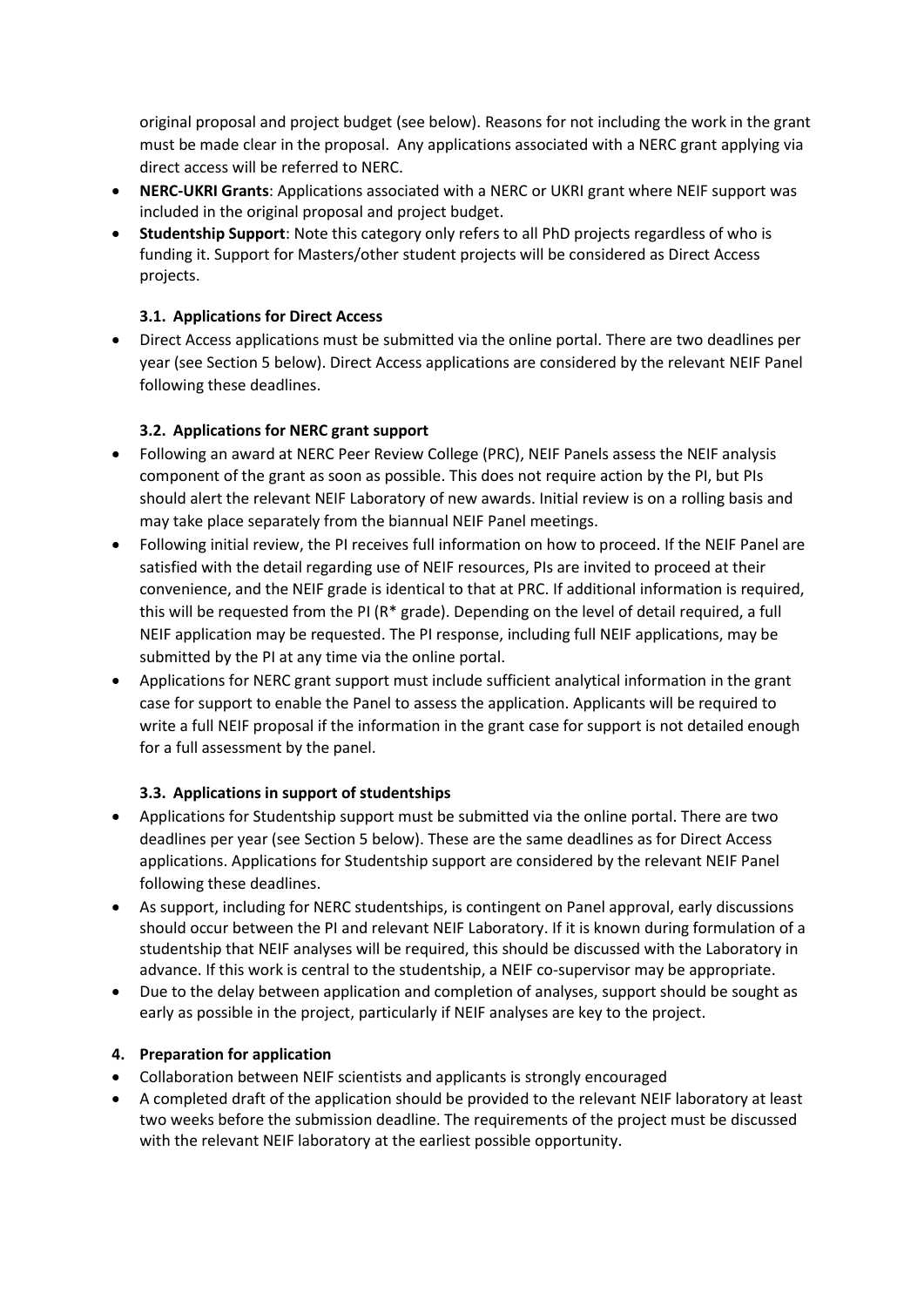original proposal and project budget (see below). Reasons for not including the work in the grant must be made clear in the proposal. Any applications associated with a NERC grant applying via direct access will be referred to NERC.

- **NERC-UKRI Grants**: Applications associated with a NERC or UKRI grant where NEIF support was included in the original proposal and project budget.
- **Studentship Support**: Note this category only refers to all PhD projects regardless of who is funding it. Support for Masters/other student projects will be considered as Direct Access projects.

### 3.1. Applications for Direct Access

- Direct Access applications must be submitted via the online portal. There are two deadlines per year (see Section 5 below). Direct Access applications are considered by the relevant NEIF Panel following these deadlines.

### 3.2. Applications for NERC grant support

- Following an award at NERC Peer Review College (PRC), NEIF Panels assess the NEIF analysis component of the grant as soon as possible. This does not require action by the PI, but PIs should alert the relevant NEIF Laboratory of new awards. Initial review is on a rolling basis and may take place separately from the biannual NEIF Panel meetings.
- Following initial review, the PI receives full information on how to proceed. If the NEIF Panel are satisfied with the detail regarding use of NEIF resources, PIs are invited to proceed at their convenience, and the NEIF grade is identical to that at PRC. If additional information is required, this will be requested from the PI (R* grade). Depending on the level of detail required, a full NEIF application may be requested. The PI response, including full NEIF applications, may be submitted by the PI at any time via the online portal.
- Applications for NERC grant support must include sufficient analytical information in the grant case for support to enable the Panel to assess the application. Applicants will be required to write a full NEIF proposal if the information in the grant case for support is not detailed enough for a full assessment by the panel.

### 3.3. Applications in support of studentships

- Applications for Studentship support must be submitted via the online portal. There are two deadlines per year (see Section 5 below). These are the same deadlines as for Direct Access applications. Applications for Studentship support are considered by the relevant NEIF Panel following these deadlines.
- As support, including for NERC studentships, is contingent on Panel approval, early discussions should occur between the PI and relevant NEIF Laboratory. If it is known during formulation of a studentship that NEIF analyses will be required, this should be discussed with the Laboratory in advance. If this work is central to the studentship, a NEIF co-supervisor may be appropriate.
- Due to the delay between application and completion of analyses, support should be sought as early as possible in the project, particularly if NEIF analyses are key to the project.

## 4. Preparation for application

- Collaboration between NEIF scientists and applicants is strongly encouraged
- A completed draft of the application should be provided to the relevant NEIF laboratory at least two weeks before the submission deadline. The requirements of the project must be discussed with the relevant NEIF laboratory at the earliest possible opportunity.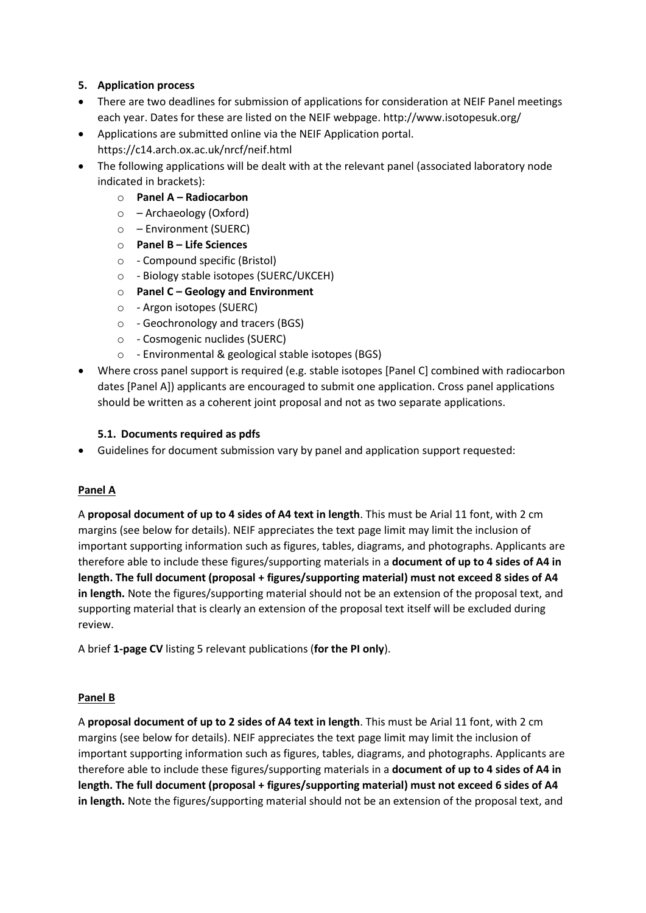## 5. Application process

- There are two deadlines for submission of applications for consideration at NEIF Panel meetings each year. Dates for these are listed on the NEIF webpage. http://www.isotopesuk.org/
- Applications are submitted online via the NEIF Application portal. https://c14.arch.ox.ac.uk/nrcf/neif.html
- The following applications will be dealt with at the relevant panel (associated laboratory node indicated in brackets):
    - **Panel A – Radiocarbon**
    - – Archaeology (Oxford)
    - – Environment (SUERC)
    - **Panel B – Life Sciences**
    - - Compound specific (Bristol)
    - - Biology stable isotopes (SUERC/UKCEH)
    - **Panel C – Geology and Environment**
    - - Argon isotopes (SUERC)
    - - Geochronology and tracers (BGS)
    - - Cosmogenic nuclides (SUERC)
    - - Environmental & geological stable isotopes (BGS)
- Where cross panel support is required (e.g. stable isotopes [Panel C] combined with radiocarbon dates [Panel A]) applicants are encouraged to submit one application. Cross panel applications should be written as a coherent joint proposal and not as two separate applications.

### 5.1. Documents required as pdfs

- Guidelines for document submission vary by panel and application support requested:

**Panel A**

A **proposal document of up to 4 sides of A4 text in length**. This must be Arial 11 font, with 2 cm margins (see below for details). NEIF appreciates the text page limit may limit the inclusion of important supporting information such as figures, tables, diagrams, and photographs. Applicants are therefore able to include these figures/supporting materials in a **document of up to 4 sides of A4 in length. The full document (proposal + figures/supporting material) must not exceed 8 sides of A4 in length.** Note the figures/supporting material should not be an extension of the proposal text, and supporting material that is clearly an extension of the proposal text itself will be excluded during review.

A brief **1-page CV** listing 5 relevant publications (**for the PI only**).

**Panel B**

A **proposal document of up to 2 sides of A4 text in length**. This must be Arial 11 font, with 2 cm margins (see below for details). NEIF appreciates the text page limit may limit the inclusion of important supporting information such as figures, tables, diagrams, and photographs. Applicants are therefore able to include these figures/supporting materials in a **document of up to 4 sides of A4 in length. The full document (proposal + figures/supporting material) must not exceed 6 sides of A4 in length.** Note the figures/supporting material should not be an extension of the proposal text, and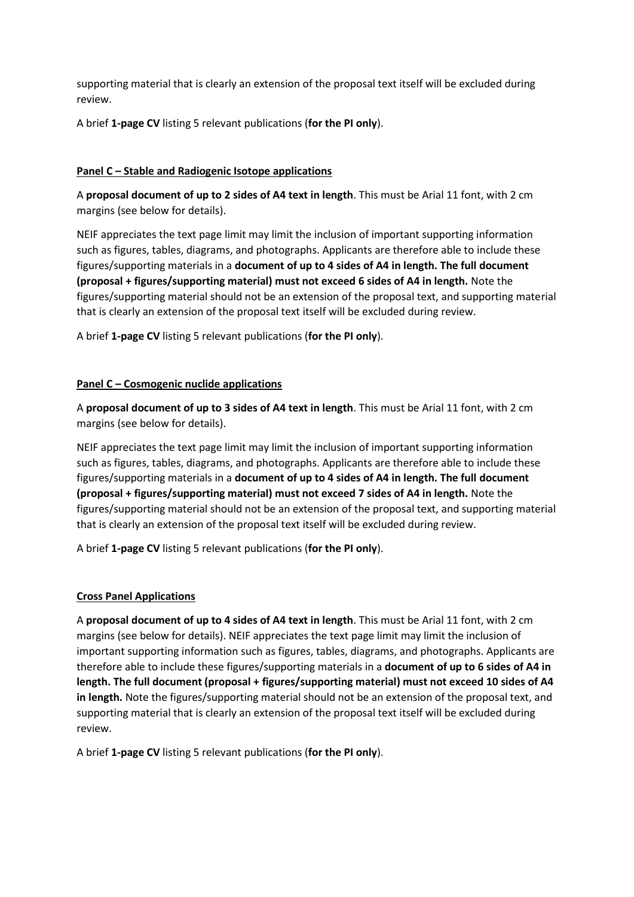supporting material that is clearly an extension of the proposal text itself will be excluded during review.

A brief **1-page CV** listing 5 relevant publications (**for the PI only**).

**Panel C – Stable and Radiogenic Isotope applications**

A **proposal document of up to 2 sides of A4 text in length**. This must be Arial 11 font, with 2 cm margins (see below for details).

NEIF appreciates the text page limit may limit the inclusion of important supporting information such as figures, tables, diagrams, and photographs. Applicants are therefore able to include these figures/supporting materials in a **document of up to 4 sides of A4 in length. The full document (proposal + figures/supporting material) must not exceed 6 sides of A4 in length.** Note the figures/supporting material should not be an extension of the proposal text, and supporting material that is clearly an extension of the proposal text itself will be excluded during review.

A brief **1-page CV** listing 5 relevant publications (**for the PI only**).

**Panel C – Cosmogenic nuclide applications**

A **proposal document of up to 3 sides of A4 text in length**. This must be Arial 11 font, with 2 cm margins (see below for details).

NEIF appreciates the text page limit may limit the inclusion of important supporting information such as figures, tables, diagrams, and photographs. Applicants are therefore able to include these figures/supporting materials in a **document of up to 4 sides of A4 in length. The full document (proposal + figures/supporting material) must not exceed 7 sides of A4 in length.** Note the figures/supporting material should not be an extension of the proposal text, and supporting material that is clearly an extension of the proposal text itself will be excluded during review.

A brief **1-page CV** listing 5 relevant publications (**for the PI only**).

**Cross Panel Applications**

A **proposal document of up to 4 sides of A4 text in length**. This must be Arial 11 font, with 2 cm margins (see below for details). NEIF appreciates the text page limit may limit the inclusion of important supporting information such as figures, tables, diagrams, and photographs. Applicants are therefore able to include these figures/supporting materials in a **document of up to 6 sides of A4 in length. The full document (proposal + figures/supporting material) must not exceed 10 sides of A4 in length.** Note the figures/supporting material should not be an extension of the proposal text, and supporting material that is clearly an extension of the proposal text itself will be excluded during review.

A brief **1-page CV** listing 5 relevant publications (**for the PI only**).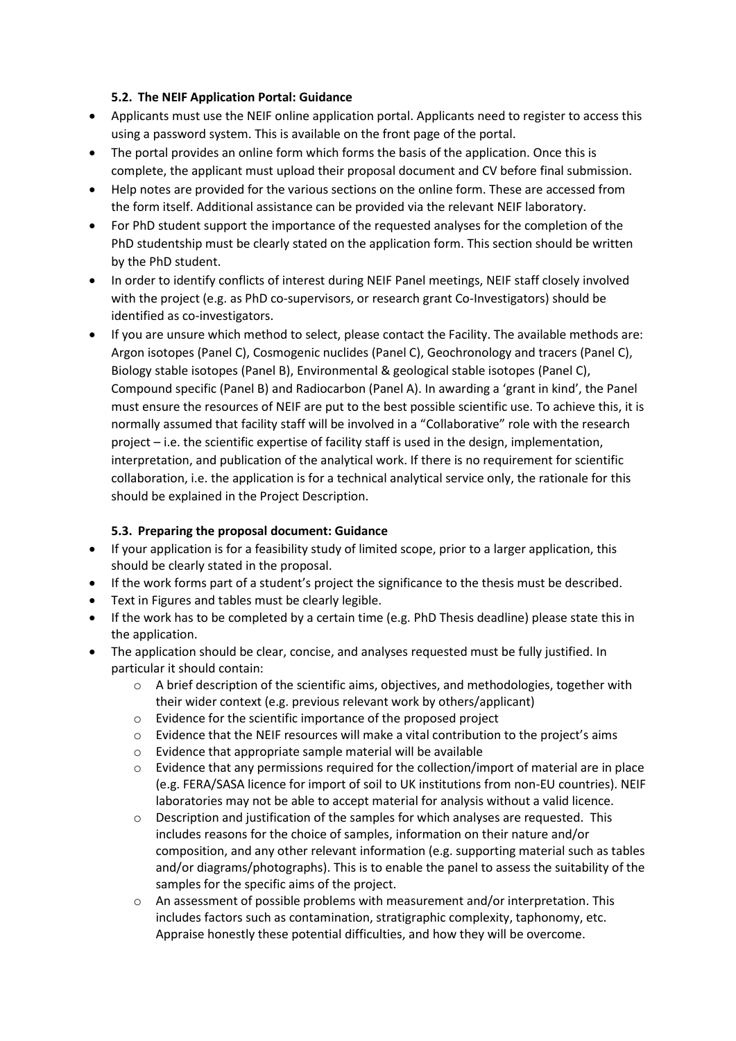### 5.2. The NEIF Application Portal: Guidance

- Applicants must use the NEIF online application portal. Applicants need to register to access this using a password system. This is available on the front page of the portal.
- The portal provides an online form which forms the basis of the application. Once this is complete, the applicant must upload their proposal document and CV before final submission.
- Help notes are provided for the various sections on the online form. These are accessed from the form itself. Additional assistance can be provided via the relevant NEIF laboratory.
- For PhD student support the importance of the requested analyses for the completion of the PhD studentship must be clearly stated on the application form. This section should be written by the PhD student.
- In order to identify conflicts of interest during NEIF Panel meetings, NEIF staff closely involved with the project (e.g. as PhD co-supervisors, or research grant Co-Investigators) should be identified as co-investigators.
- If you are unsure which method to select, please contact the Facility. The available methods are: Argon isotopes (Panel C), Cosmogenic nuclides (Panel C), Geochronology and tracers (Panel C), Biology stable isotopes (Panel B), Environmental & geological stable isotopes (Panel C), Compound specific (Panel B) and Radiocarbon (Panel A). In awarding a 'grant in kind', the Panel must ensure the resources of NEIF are put to the best possible scientific use. To achieve this, it is normally assumed that facility staff will be involved in a "Collaborative" role with the research project – i.e. the scientific expertise of facility staff is used in the design, implementation, interpretation, and publication of the analytical work. If there is no requirement for scientific collaboration, i.e. the application is for a technical analytical service only, the rationale for this should be explained in the Project Description.

### 5.3. Preparing the proposal document: Guidance

- If your application is for a feasibility study of limited scope, prior to a larger application, this should be clearly stated in the proposal.
- If the work forms part of a student's project the significance to the thesis must be described.
- Text in Figures and tables must be clearly legible.
- If the work has to be completed by a certain time (e.g. PhD Thesis deadline) please state this in the application.
- The application should be clear, concise, and analyses requested must be fully justified. In particular it should contain:
  - A brief description of the scientific aims, objectives, and methodologies, together with their wider context (e.g. previous relevant work by others/applicant)
  - Evidence for the scientific importance of the proposed project
  - Evidence that the NEIF resources will make a vital contribution to the project's aims
  - Evidence that appropriate sample material will be available
  - Evidence that any permissions required for the collection/import of material are in place (e.g. FERA/SASA licence for import of soil to UK institutions from non-EU countries). NEIF laboratories may not be able to accept material for analysis without a valid licence.
  - Description and justification of the samples for which analyses are requested. This includes reasons for the choice of samples, information on their nature and/or composition, and any other relevant information (e.g. supporting material such as tables and/or diagrams/photographs). This is to enable the panel to assess the suitability of the samples for the specific aims of the project.
  - An assessment of possible problems with measurement and/or interpretation. This includes factors such as contamination, stratigraphic complexity, taphonomy, etc. Appraise honestly these potential difficulties, and how they will be overcome.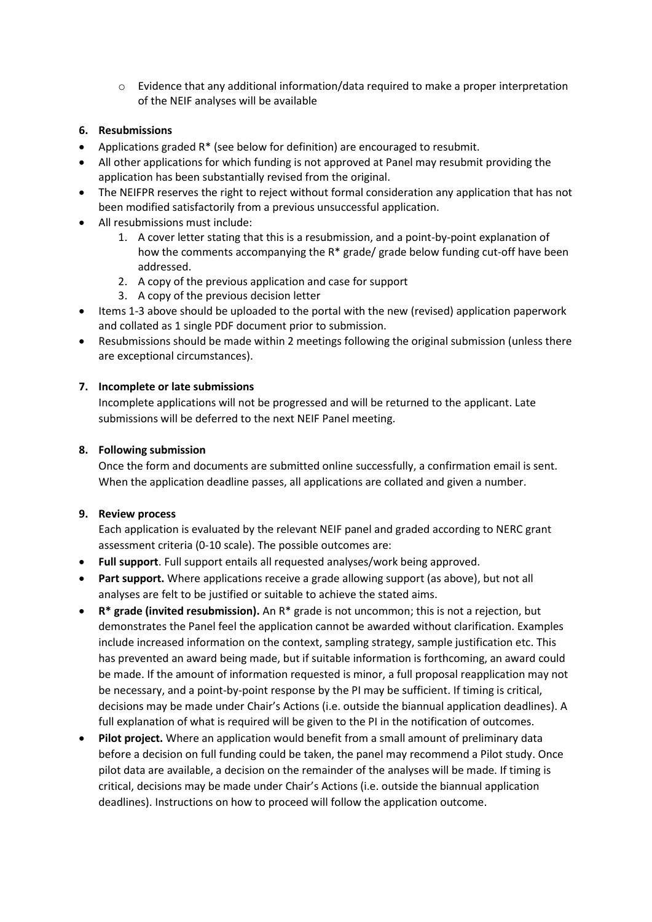- Evidence that any additional information/data required to make a proper interpretation of the NEIF analyses will be available

**6. Resubmissions**

- Applications graded R* (see below for definition) are encouraged to resubmit.
- All other applications for which funding is not approved at Panel may resubmit providing the application has been substantially revised from the original.
- The NEIFPR reserves the right to reject without formal consideration any application that has not been modified satisfactorily from a previous unsuccessful application.
- All resubmissions must include:
  1. A cover letter stating that this is a resubmission, and a point-by-point explanation of how the comments accompanying the R* grade/ grade below funding cut-off have been addressed.
  2. A copy of the previous application and case for support
  3. A copy of the previous decision letter
- Items 1-3 above should be uploaded to the portal with the new (revised) application paperwork and collated as 1 single PDF document prior to submission.
- Resubmissions should be made within 2 meetings following the original submission (unless there are exceptional circumstances).

**7. Incomplete or late submissions**

Incomplete applications will not be progressed and will be returned to the applicant. Late submissions will be deferred to the next NEIF Panel meeting.

**8. Following submission**

Once the form and documents are submitted online successfully, a confirmation email is sent. When the application deadline passes, all applications are collated and given a number.

**9. Review process**

Each application is evaluated by the relevant NEIF panel and graded according to NERC grant assessment criteria (0-10 scale). The possible outcomes are:

- **Full support**. Full support entails all requested analyses/work being approved.
- **Part support.** Where applications receive a grade allowing support (as above), but not all analyses are felt to be justified or suitable to achieve the stated aims.
- **R* grade (invited resubmission).** An R* grade is not uncommon; this is not a rejection, but demonstrates the Panel feel the application cannot be awarded without clarification. Examples include increased information on the context, sampling strategy, sample justification etc. This has prevented an award being made, but if suitable information is forthcoming, an award could be made. If the amount of information requested is minor, a full proposal reapplication may not be necessary, and a point-by-point response by the PI may be sufficient. If timing is critical, decisions may be made under Chair's Actions (i.e. outside the biannual application deadlines). A full explanation of what is required will be given to the PI in the notification of outcomes.
- **Pilot project.** Where an application would benefit from a small amount of preliminary data before a decision on full funding could be taken, the panel may recommend a Pilot study. Once pilot data are available, a decision on the remainder of the analyses will be made. If timing is critical, decisions may be made under Chair's Actions (i.e. outside the biannual application deadlines). Instructions on how to proceed will follow the application outcome.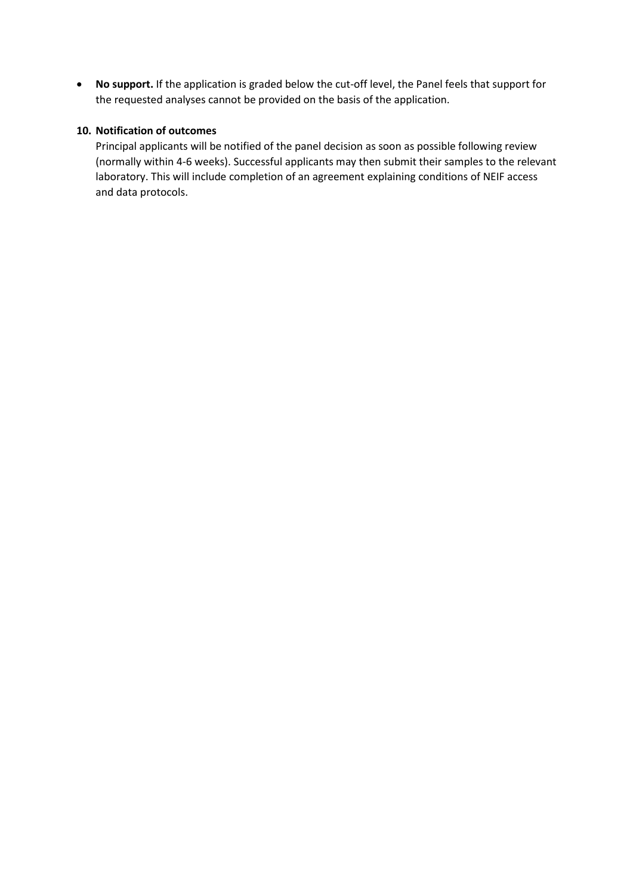- **No support.** If the application is graded below the cut-off level, the Panel feels that support for the requested analyses cannot be provided on the basis of the application.

**10. Notification of outcomes**

Principal applicants will be notified of the panel decision as soon as possible following review (normally within 4-6 weeks). Successful applicants may then submit their samples to the relevant laboratory. This will include completion of an agreement explaining conditions of NEIF access and data protocols.